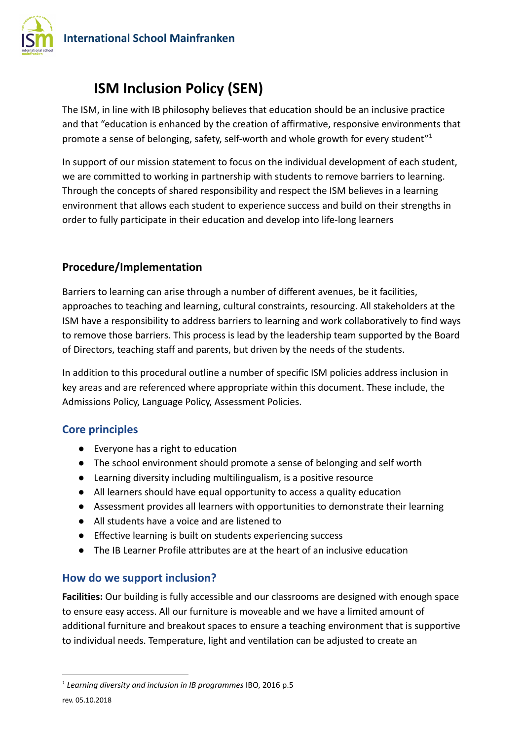# ISM Inclusion Policy (SEN)

The ISM, in line with IB philosophy believes that education should be an inclusive practice and that "education is enhanced by the creation of affirmative, responsive environments that promote a sense of belonging, safety, self-worth and whole growth for every student"[1]

In support of our mission statement to focus on the individual development of each student, we are committed to working in partnership with students to remove barriers to learning. Through the concepts of shared responsibility and respect the ISM believes in a learning environment that allows each student to experience success and build on their strengths in order to fully participate in their education and develop into life-long learners

## Procedure/Implementation

Barriers to learning can arise through a number of different avenues, be it facilities, approaches to teaching and learning, cultural constraints, resourcing. All stakeholders at the ISM have a responsibility to address barriers to learning and work collaboratively to find ways to remove those barriers. This process is lead by the leadership team supported by the Board of Directors, teaching staff and parents, but driven by the needs of the students.

In addition to this procedural outline a number of specific ISM policies address inclusion in key areas and are referenced where appropriate within this document. These include, the Admissions Policy, Language Policy, Assessment Policies.

### Core principles

- Everyone has a right to education
- The school environment should promote a sense of belonging and self worth
- Learning diversity including multilingualism, is a positive resource
- All learners should have equal opportunity to access a quality education
- Assessment provides all learners with opportunities to demonstrate their learning
- All students have a voice and are listened to
- Effective learning is built on students experiencing success
- The IB Learner Profile attributes are at the heart of an inclusive education

### How do we support inclusion?

**Facilities:** Our building is fully accessible and our classrooms are designed with enough space to ensure easy access. All our furniture is moveable and we have a limited amount of additional furniture and breakout spaces to ensure a teaching environment that is supportive to individual needs. Temperature, light and ventilation can be adjusted to create an

---

[1] *Learning diversity and inclusion in IB programmes* IBO, 2016 p.5

rev. 05.10.2018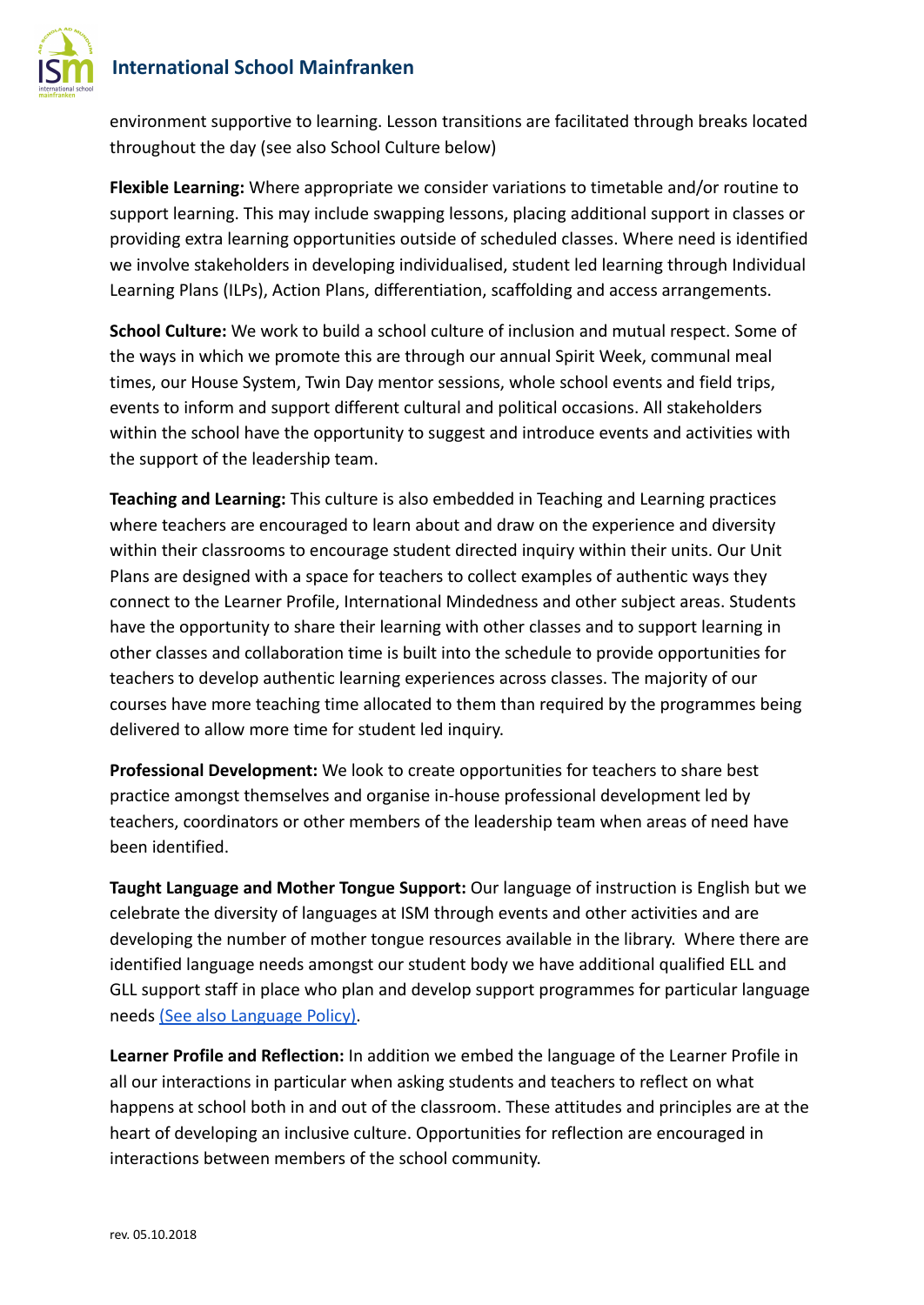environment supportive to learning. Lesson transitions are facilitated through breaks located throughout the day (see also School Culture below)

**Flexible Learning:** Where appropriate we consider variations to timetable and/or routine to support learning. This may include swapping lessons, placing additional support in classes or providing extra learning opportunities outside of scheduled classes. Where need is identified we involve stakeholders in developing individualised, student led learning through Individual Learning Plans (ILPs), Action Plans, differentiation, scaffolding and access arrangements.

**School Culture:** We work to build a school culture of inclusion and mutual respect. Some of the ways in which we promote this are through our annual Spirit Week, communal meal times, our House System, Twin Day mentor sessions, whole school events and field trips, events to inform and support different cultural and political occasions. All stakeholders within the school have the opportunity to suggest and introduce events and activities with the support of the leadership team.

**Teaching and Learning:** This culture is also embedded in Teaching and Learning practices where teachers are encouraged to learn about and draw on the experience and diversity within their classrooms to encourage student directed inquiry within their units. Our Unit Plans are designed with a space for teachers to collect examples of authentic ways they connect to the Learner Profile, International Mindedness and other subject areas. Students have the opportunity to share their learning with other classes and to support learning in other classes and collaboration time is built into the schedule to provide opportunities for teachers to develop authentic learning experiences across classes. The majority of our courses have more teaching time allocated to them than required by the programmes being delivered to allow more time for student led inquiry.

**Professional Development:** We look to create opportunities for teachers to share best practice amongst themselves and organise in-house professional development led by teachers, coordinators or other members of the leadership team when areas of need have been identified.

**Taught Language and Mother Tongue Support:** Our language of instruction is English but we celebrate the diversity of languages at ISM through events and other activities and are developing the number of mother tongue resources available in the library. Where there are identified language needs amongst our student body we have additional qualified ELL and GLL support staff in place who plan and develop support programmes for particular language needs (See also Language Policy).

**Learner Profile and Reflection:** In addition we embed the language of the Learner Profile in all our interactions in particular when asking students and teachers to reflect on what happens at school both in and out of the classroom. These attitudes and principles are at the heart of developing an inclusive culture. Opportunities for reflection are encouraged in interactions between members of the school community.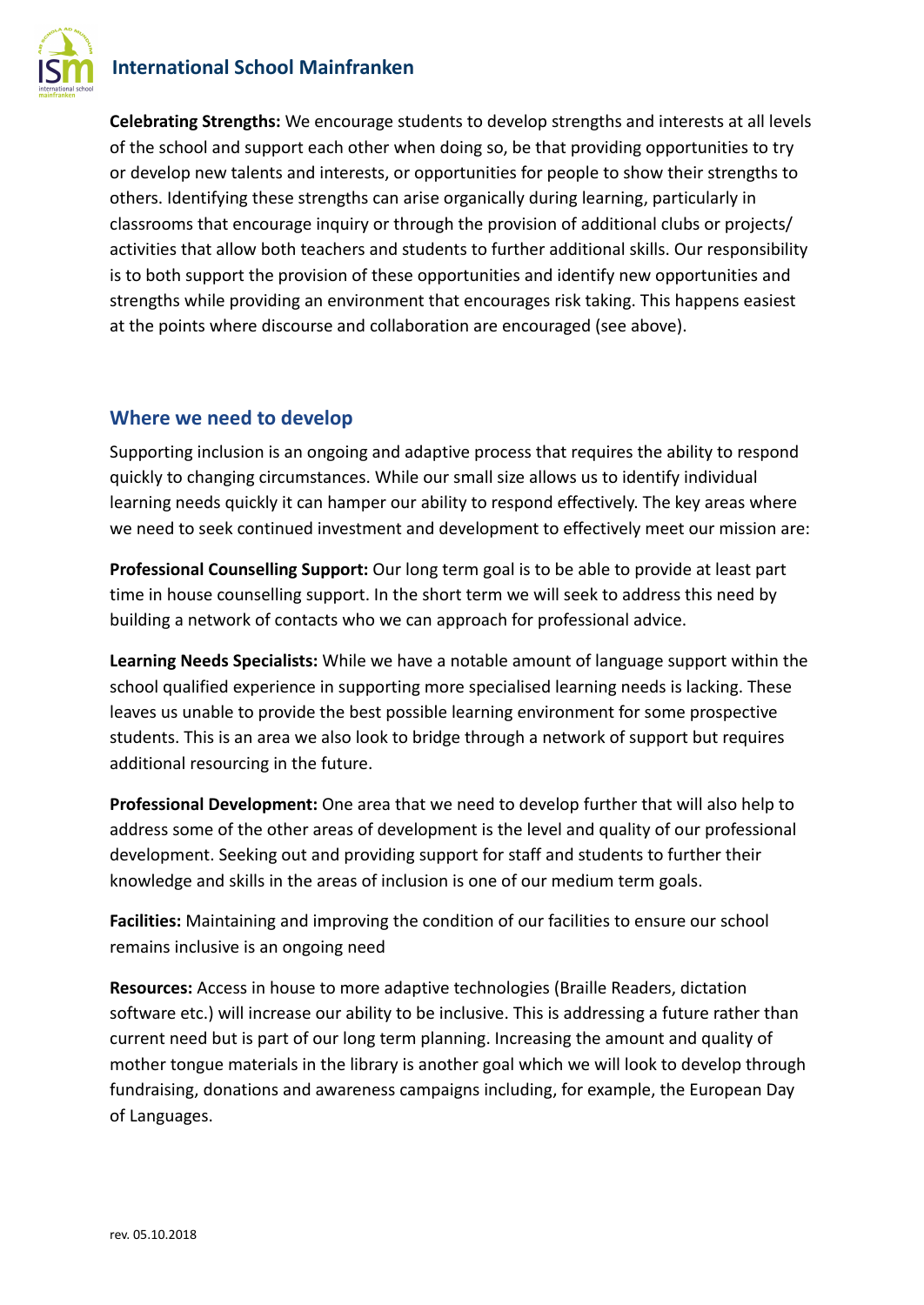**Celebrating Strengths:** We encourage students to develop strengths and interests at all levels of the school and support each other when doing so, be that providing opportunities to try or develop new talents and interests, or opportunities for people to show their strengths to others. Identifying these strengths can arise organically during learning, particularly in classrooms that encourage inquiry or through the provision of additional clubs or projects/activities that allow both teachers and students to further additional skills. Our responsibility is to both support the provision of these opportunities and identify new opportunities and strengths while providing an environment that encourages risk taking. This happens easiest at the points where discourse and collaboration are encouraged (see above).

## Where we need to develop

Supporting inclusion is an ongoing and adaptive process that requires the ability to respond quickly to changing circumstances. While our small size allows us to identify individual learning needs quickly it can hamper our ability to respond effectively. The key areas where we need to seek continued investment and development to effectively meet our mission are:

**Professional Counselling Support:** Our long term goal is to be able to provide at least part time in house counselling support. In the short term we will seek to address this need by building a network of contacts who we can approach for professional advice.

**Learning Needs Specialists:** While we have a notable amount of language support within the school qualified experience in supporting more specialised learning needs is lacking. These leaves us unable to provide the best possible learning environment for some prospective students. This is an area we also look to bridge through a network of support but requires additional resourcing in the future.

**Professional Development:** One area that we need to develop further that will also help to address some of the other areas of development is the level and quality of our professional development. Seeking out and providing support for staff and students to further their knowledge and skills in the areas of inclusion is one of our medium term goals.

**Facilities:** Maintaining and improving the condition of our facilities to ensure our school remains inclusive is an ongoing need

**Resources:** Access in house to more adaptive technologies (Braille Readers, dictation software etc.) will increase our ability to be inclusive. This is addressing a future rather than current need but is part of our long term planning. Increasing the amount and quality of mother tongue materials in the library is another goal which we will look to develop through fundraising, donations and awareness campaigns including, for example, the European Day of Languages.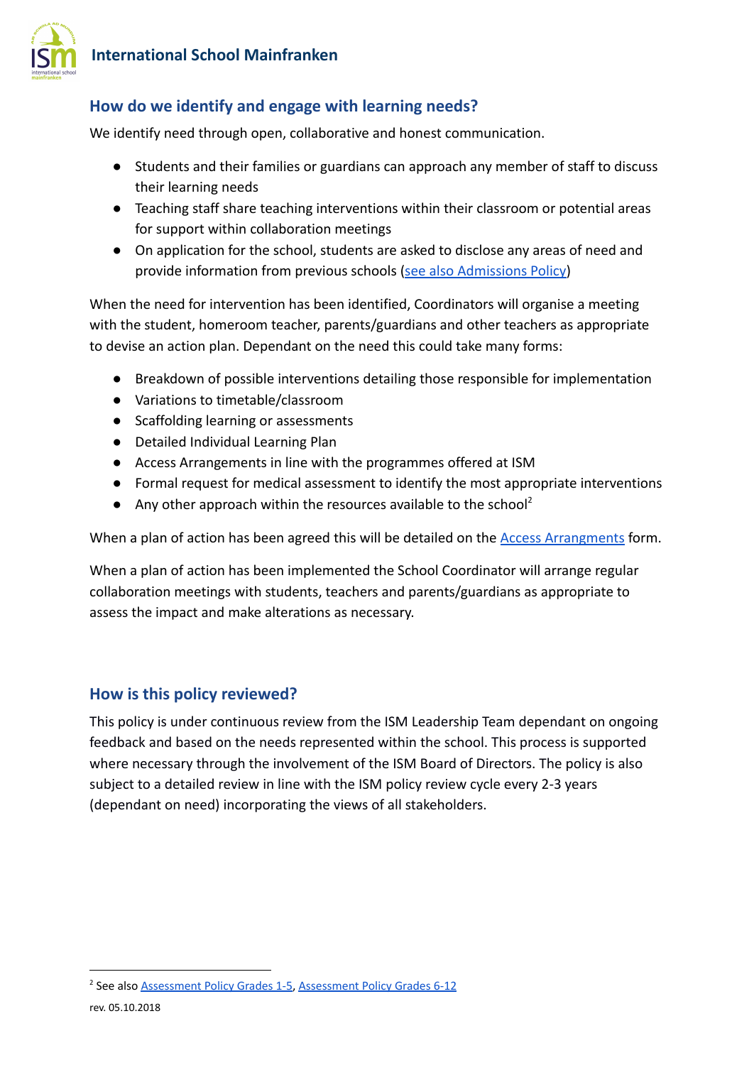## How do we identify and engage with learning needs?

We identify need through open, collaborative and honest communication.

- Students and their families or guardians can approach any member of staff to discuss their learning needs
- Teaching staff share teaching interventions within their classroom or potential areas for support within collaboration meetings
- On application for the school, students are asked to disclose any areas of need and provide information from previous schools (see also Admissions Policy)

When the need for intervention has been identified, Coordinators will organise a meeting with the student, homeroom teacher, parents/guardians and other teachers as appropriate to devise an action plan. Dependant on the need this could take many forms:

- Breakdown of possible interventions detailing those responsible for implementation
- Variations to timetable/classroom
- Scaffolding learning or assessments
- Detailed Individual Learning Plan
- Access Arrangements in line with the programmes offered at ISM
- Formal request for medical assessment to identify the most appropriate interventions
- Any other approach within the resources available to the school[2]

When a plan of action has been agreed this will be detailed on the Access Arrangments form.

When a plan of action has been implemented the School Coordinator will arrange regular collaboration meetings with students, teachers and parents/guardians as appropriate to assess the impact and make alterations as necessary.

## How is this policy reviewed?

This policy is under continuous review from the ISM Leadership Team dependant on ongoing feedback and based on the needs represented within the school. This process is supported where necessary through the involvement of the ISM Board of Directors. The policy is also subject to a detailed review in line with the ISM policy review cycle every 2-3 years (dependant on need) incorporating the views of all stakeholders.

---

[2] See also Assessment Policy Grades 1-5, Assessment Policy Grades 6-12

rev. 05.10.2018